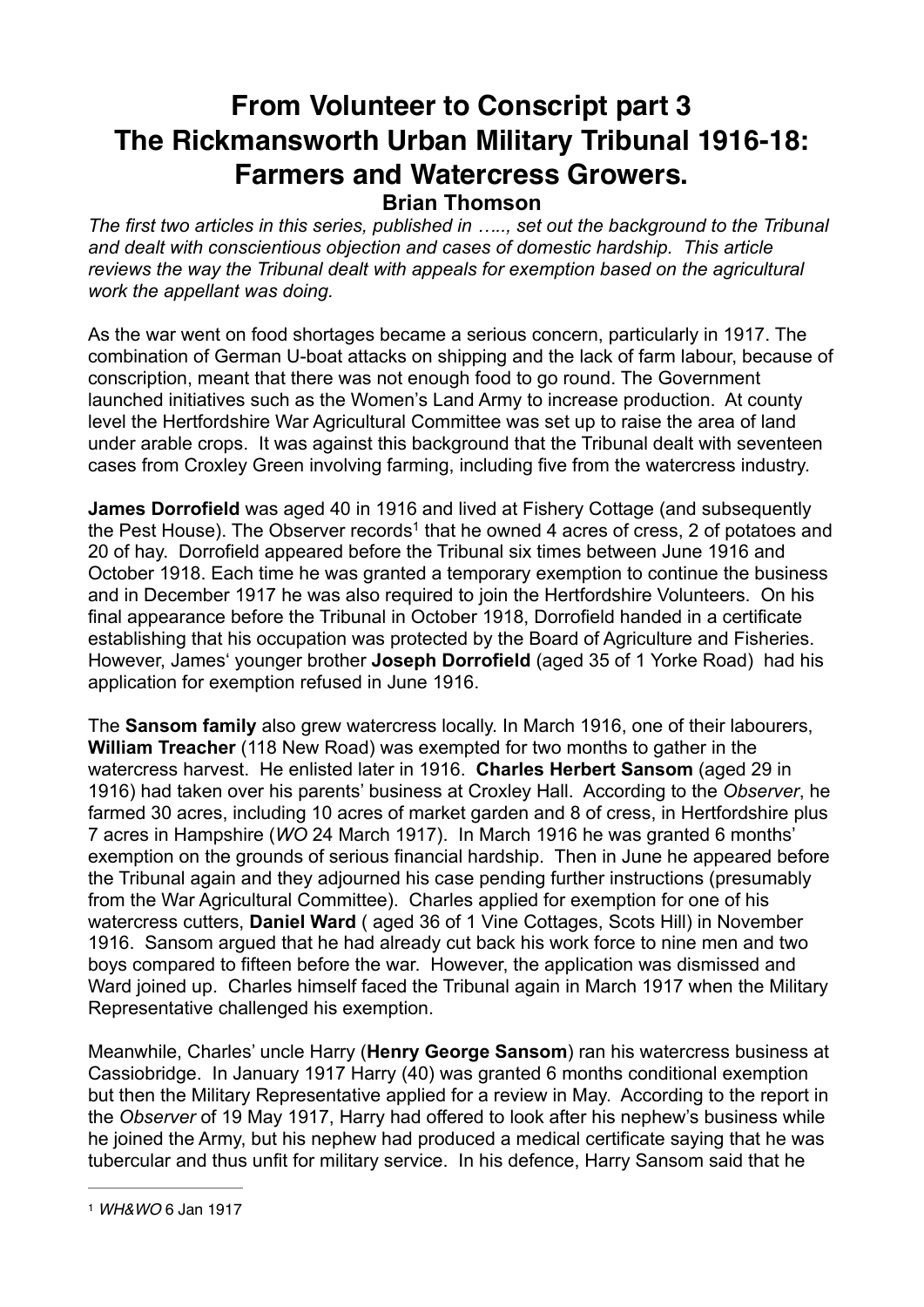# From Volunteer to Conscript part 3
# The Rickmansworth Urban Military Tribunal 1916-18: Farmers and Watercress Growers.

**Brian Thomson**

*The first two articles in this series, published in ….., set out the background to the Tribunal and dealt with conscientious objection and cases of domestic hardship. This article reviews the way the Tribunal dealt with appeals for exemption based on the agricultural work the appellant was doing.*

As the war went on food shortages became a serious concern, particularly in 1917. The combination of German U-boat attacks on shipping and the lack of farm labour, because of conscription, meant that there was not enough food to go round. The Government launched initiatives such as the Women's Land Army to increase production. At county level the Hertfordshire War Agricultural Committee was set up to raise the area of land under arable crops. It was against this background that the Tribunal dealt with seventeen cases from Croxley Green involving farming, including five from the watercress industry.

**James Dorrofield** was aged 40 in 1916 and lived at Fishery Cottage (and subsequently the Pest House). The Observer records[1] that he owned 4 acres of cress, 2 of potatoes and 20 of hay. Dorrofield appeared before the Tribunal six times between June 1916 and October 1918. Each time he was granted a temporary exemption to continue the business and in December 1917 he was also required to join the Hertfordshire Volunteers. On his final appearance before the Tribunal in October 1918, Dorrofield handed in a certificate establishing that his occupation was protected by the Board of Agriculture and Fisheries. However, James' younger brother **Joseph Dorrofield** (aged 35 of 1 Yorke Road) had his application for exemption refused in June 1916.

The **Sansom family** also grew watercress locally. In March 1916, one of their labourers, **William Treacher** (118 New Road) was exempted for two months to gather in the watercress harvest. He enlisted later in 1916. **Charles Herbert Sansom** (aged 29 in 1916) had taken over his parents' business at Croxley Hall. According to the *Observer*, he farmed 30 acres, including 10 acres of market garden and 8 of cress, in Hertfordshire plus 7 acres in Hampshire (*WO* 24 March 1917). In March 1916 he was granted 6 months' exemption on the grounds of serious financial hardship. Then in June he appeared before the Tribunal again and they adjourned his case pending further instructions (presumably from the War Agricultural Committee). Charles applied for exemption for one of his watercress cutters, **Daniel Ward** ( aged 36 of 1 Vine Cottages, Scots Hill) in November 1916. Sansom argued that he had already cut back his work force to nine men and two boys compared to fifteen before the war. However, the application was dismissed and Ward joined up. Charles himself faced the Tribunal again in March 1917 when the Military Representative challenged his exemption.

Meanwhile, Charles' uncle Harry (**Henry George Sansom**) ran his watercress business at Cassiobridge. In January 1917 Harry (40) was granted 6 months conditional exemption but then the Military Representative applied for a review in May. According to the report in the *Observer* of 19 May 1917, Harry had offered to look after his nephew's business while he joined the Army, but his nephew had produced a medical certificate saying that he was tubercular and thus unfit for military service. In his defence, Harry Sansom said that he

---

[1] *WH&WO* 6 Jan 1917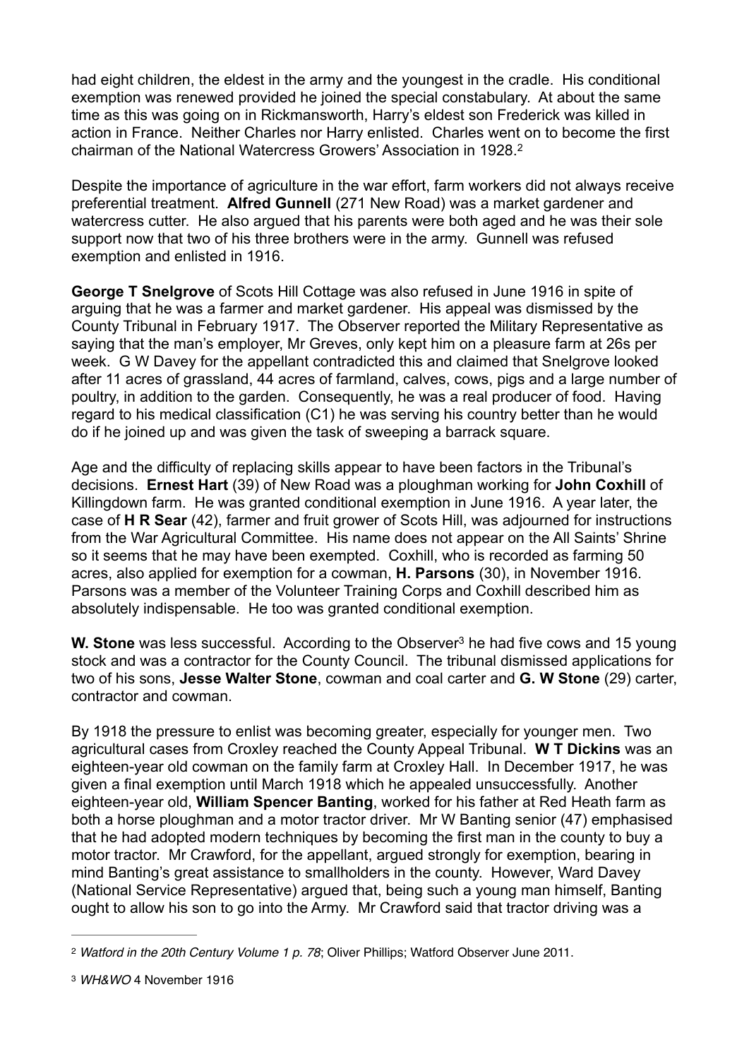had eight children, the eldest in the army and the youngest in the cradle. His conditional exemption was renewed provided he joined the special constabulary. At about the same time as this was going on in Rickmansworth, Harry's eldest son Frederick was killed in action in France. Neither Charles nor Harry enlisted. Charles went on to become the first chairman of the National Watercress Growers' Association in 1928.[2]

Despite the importance of agriculture in the war effort, farm workers did not always receive preferential treatment. **Alfred Gunnell** (271 New Road) was a market gardener and watercress cutter. He also argued that his parents were both aged and he was their sole support now that two of his three brothers were in the army. Gunnell was refused exemption and enlisted in 1916.

**George T Snelgrove** of Scots Hill Cottage was also refused in June 1916 in spite of arguing that he was a farmer and market gardener. His appeal was dismissed by the County Tribunal in February 1917. The Observer reported the Military Representative as saying that the man's employer, Mr Greves, only kept him on a pleasure farm at 26s per week. G W Davey for the appellant contradicted this and claimed that Snelgrove looked after 11 acres of grassland, 44 acres of farmland, calves, cows, pigs and a large number of poultry, in addition to the garden. Consequently, he was a real producer of food. Having regard to his medical classification (C1) he was serving his country better than he would do if he joined up and was given the task of sweeping a barrack square.

Age and the difficulty of replacing skills appear to have been factors in the Tribunal's decisions. **Ernest Hart** (39) of New Road was a ploughman working for **John Coxhill** of Killingdown farm. He was granted conditional exemption in June 1916. A year later, the case of **H R Sear** (42), farmer and fruit grower of Scots Hill, was adjourned for instructions from the War Agricultural Committee. His name does not appear on the All Saints' Shrine so it seems that he may have been exempted. Coxhill, who is recorded as farming 50 acres, also applied for exemption for a cowman, **H. Parsons** (30), in November 1916. Parsons was a member of the Volunteer Training Corps and Coxhill described him as absolutely indispensable. He too was granted conditional exemption.

**W. Stone** was less successful. According to the Observer[3] he had five cows and 15 young stock and was a contractor for the County Council. The tribunal dismissed applications for two of his sons, **Jesse Walter Stone**, cowman and coal carter and **G. W Stone** (29) carter, contractor and cowman.

By 1918 the pressure to enlist was becoming greater, especially for younger men. Two agricultural cases from Croxley reached the County Appeal Tribunal. **W T Dickins** was an eighteen-year old cowman on the family farm at Croxley Hall. In December 1917, he was given a final exemption until March 1918 which he appealed unsuccessfully. Another eighteen-year old, **William Spencer Banting**, worked for his father at Red Heath farm as both a horse ploughman and a motor tractor driver. Mr W Banting senior (47) emphasised that he had adopted modern techniques by becoming the first man in the county to buy a motor tractor. Mr Crawford, for the appellant, argued strongly for exemption, bearing in mind Banting's great assistance to smallholders in the county. However, Ward Davey (National Service Representative) argued that, being such a young man himself, Banting ought to allow his son to go into the Army. Mr Crawford said that tractor driving was a

---

[2] *Watford in the 20th Century Volume 1 p. 78*; Oliver Phillips; Watford Observer June 2011.

[3] *WH&WO* 4 November 1916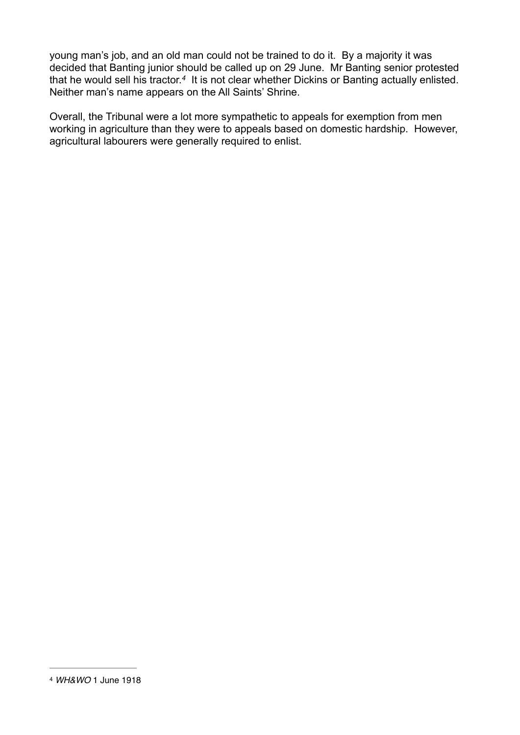young man's job, and an old man could not be trained to do it. By a majority it was decided that Banting junior should be called up on 29 June. Mr Banting senior protested that he would sell his tractor.[4] It is not clear whether Dickins or Banting actually enlisted. Neither man's name appears on the All Saints' Shrine.

Overall, the Tribunal were a lot more sympathetic to appeals for exemption from men working in agriculture than they were to appeals based on domestic hardship. However, agricultural labourers were generally required to enlist.

---

[4] *WH&WO* 1 June 1918